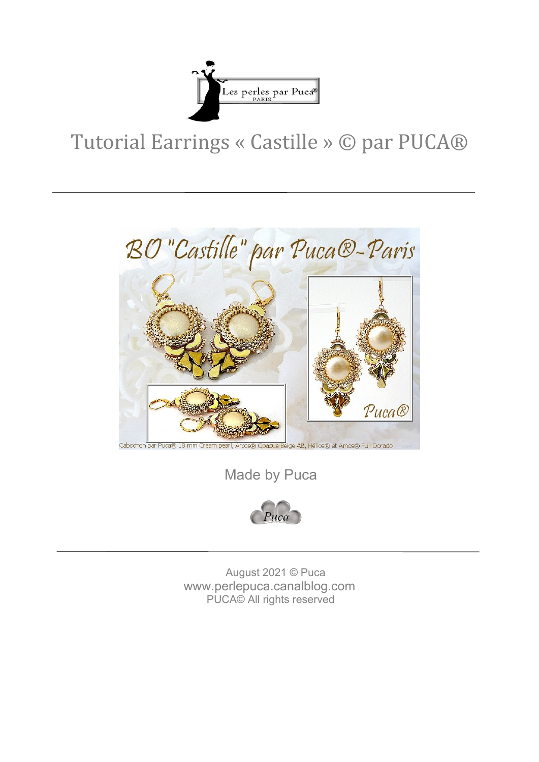Les perles par Puca®
PARIS

# Tutorial Earrings « Castille » © par PUCA®

---

Made by Puca

---

August 2021 © Puca
www.perlepuca.canalblog.com
PUCA© All rights reserved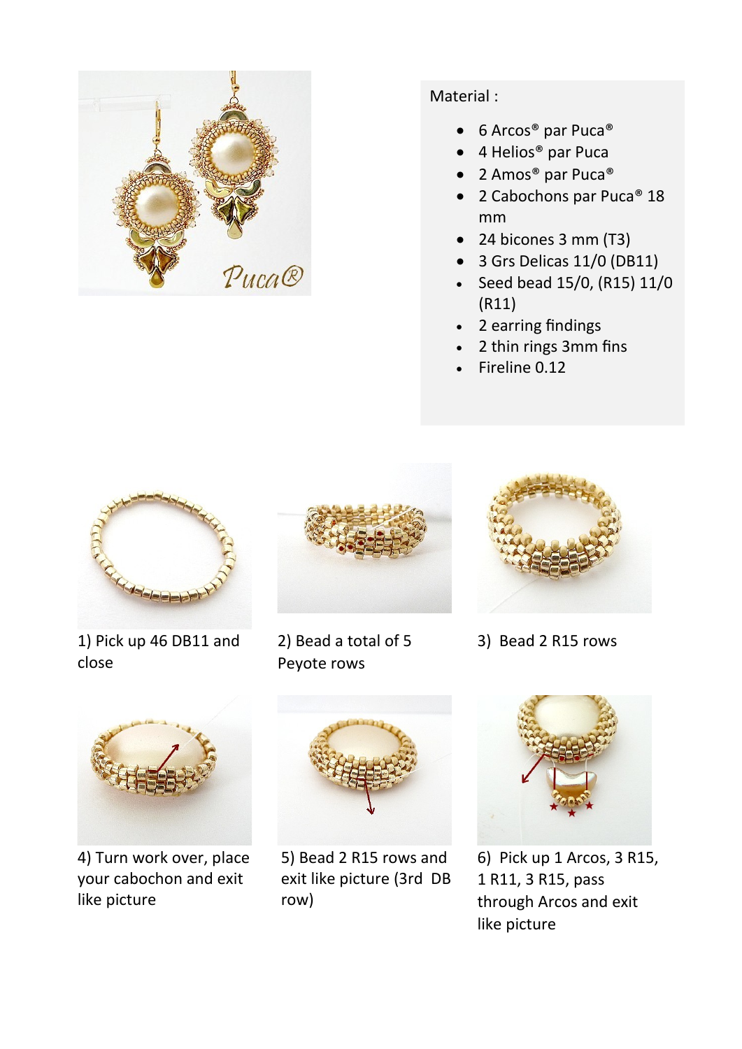Material :

- 6 Arcos® par Puca®
- 4 Helios® par Puca
- 2 Amos® par Puca®
- 2 Cabochons par Puca® 18 mm
- 24 bicones 3 mm (T3)
- 3 Grs Delicas 11/0 (DB11)
- Seed bead 15/0, (R15) 11/0 (R11)
- 2 earring findings
- 2 thin rings 3mm fins
- Fireline 0.12

1) Pick up 46 DB11 and close

2) Bead a total of 5 Peyote rows

3) Bead 2 R15 rows

4) Turn work over, place your cabochon and exit like picture

5) Bead 2 R15 rows and exit like picture (3rd DB row)

6) Pick up 1 Arcos, 3 R15, 1 R11, 3 R15, pass through Arcos and exit like picture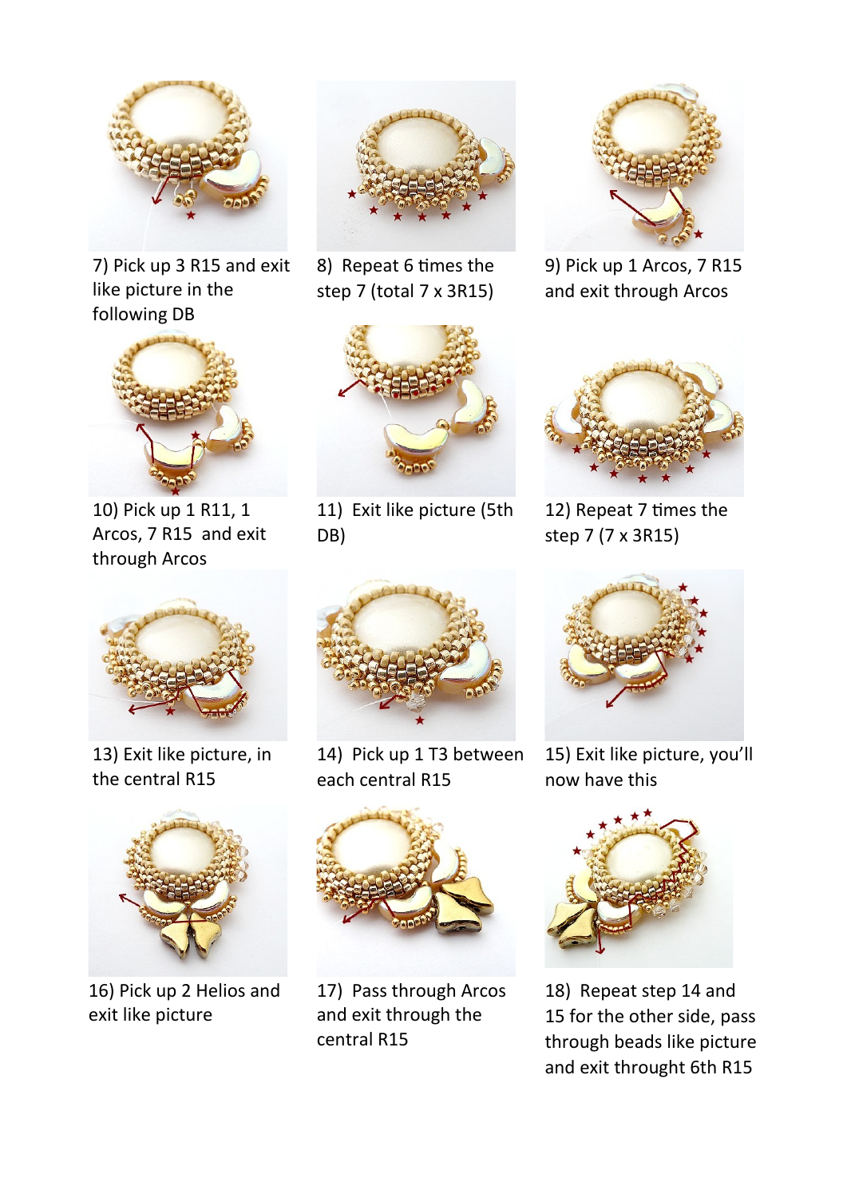7) Pick up 3 R15 and exit like picture in the following DB

8) Repeat 6 times the step 7 (total 7 x 3R15)

9) Pick up 1 Arcos, 7 R15 and exit through Arcos

10) Pick up 1 R11, 1 Arcos, 7 R15 and exit through Arcos

11) Exit like picture (5th DB)

12) Repeat 7 times the step 7 (7 x 3R15)

13) Exit like picture, in the central R15

14) Pick up 1 T3 between each central R15

15) Exit like picture, you'll now have this

16) Pick up 2 Helios and exit like picture

17) Pass through Arcos and exit through the central R15

18) Repeat step 14 and 15 for the other side, pass through beads like picture and exit throught 6th R15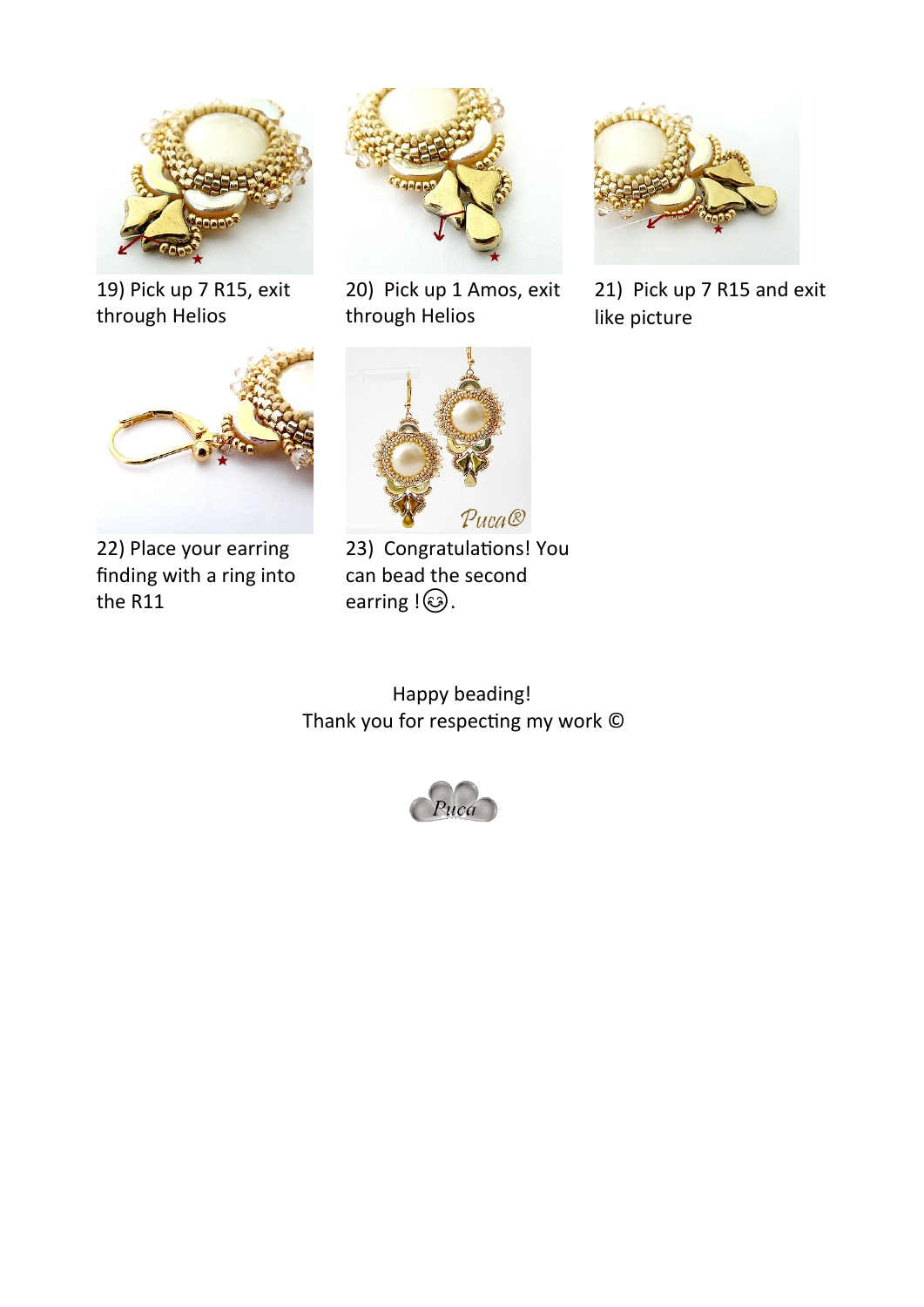19) Pick up 7 R15, exit through Helios

20) Pick up 1 Amos, exit through Helios

21) Pick up 7 R15 and exit like picture

22) Place your earring finding with a ring into the R11

23) Congratulations! You can bead the second earring !😊.

Happy beading!
Thank you for respecting my work ©